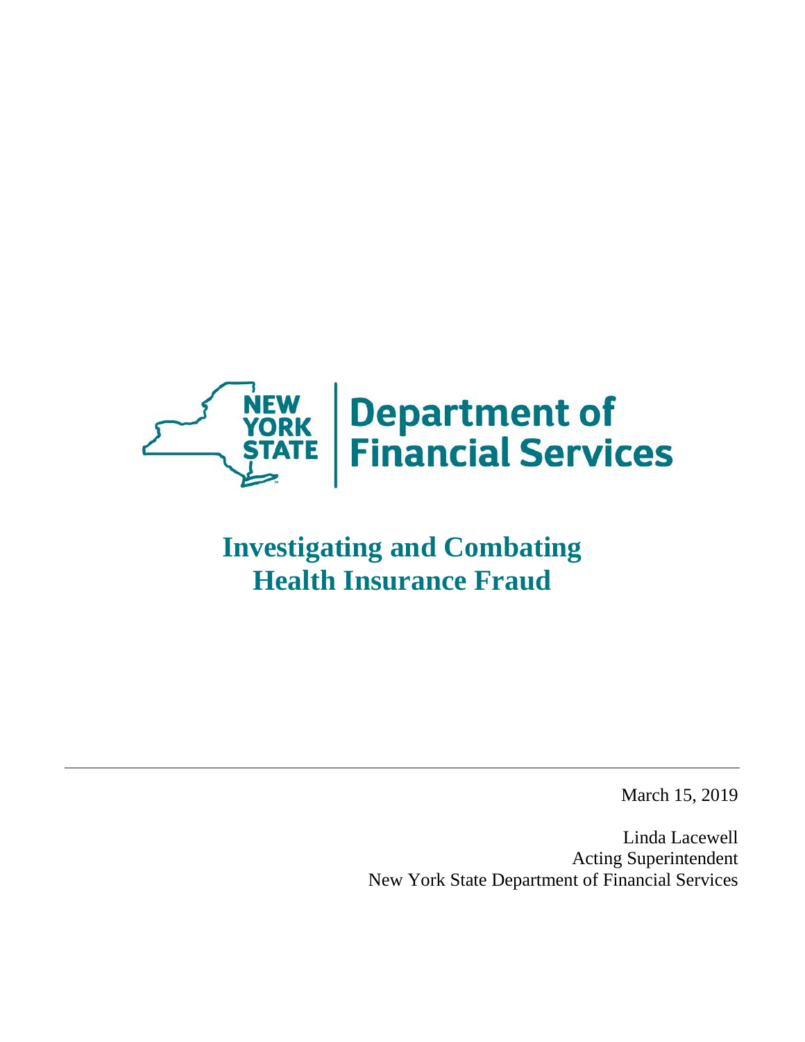NEW YORK STATE | Department of Financial Services

# Investigating and Combating Health Insurance Fraud

March 15, 2019

Linda Lacewell
Acting Superintendent
New York State Department of Financial Services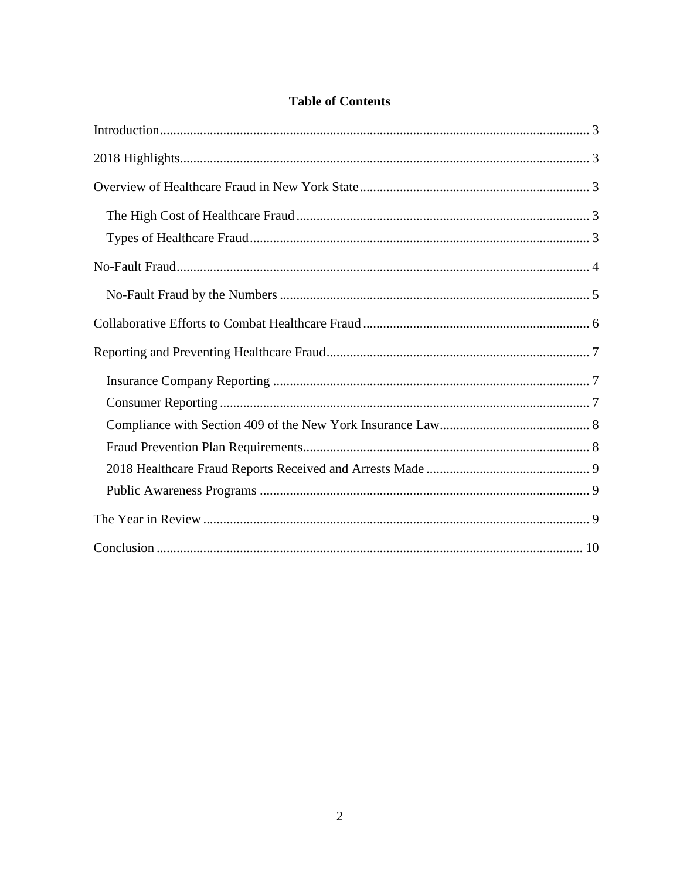# Table of Contents

Introduction ........................................................................................................................ 3

2018 Highlights ...................................................................................................................... 3

Overview of Healthcare Fraud in New York State ................................................................. 3

- The High Cost of Healthcare Fraud ................................................................................. 3
- Types of Healthcare Fraud ............................................................................................... 3

No-Fault Fraud ....................................................................................................................... 4

- No-Fault Fraud by the Numbers ...................................................................................... 5

Collaborative Efforts to Combat Healthcare Fraud ................................................................ 6

Reporting and Preventing Healthcare Fraud .......................................................................... 7

- Insurance Company Reporting ........................................................................................ 7
- Consumer Reporting ....................................................................................................... 7
- Compliance with Section 409 of the New York Insurance Law ..................................... 8
- Fraud Prevention Plan Requirements .............................................................................. 8
- 2018 Healthcare Fraud Reports Received and Arrests Made .......................................... 9
- Public Awareness Programs ............................................................................................ 9

The Year in Review ............................................................................................................... 9

Conclusion ............................................................................................................................. 10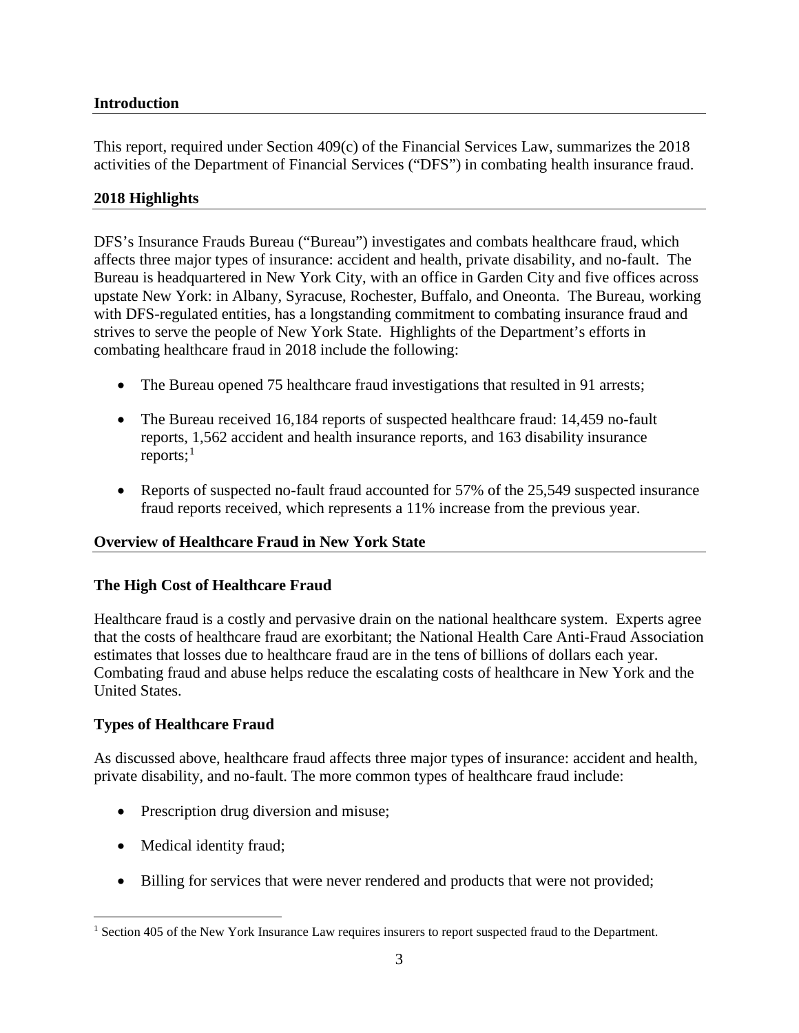## Introduction

This report, required under Section 409(c) of the Financial Services Law, summarizes the 2018 activities of the Department of Financial Services ("DFS") in combating health insurance fraud.

## 2018 Highlights

DFS's Insurance Frauds Bureau ("Bureau") investigates and combats healthcare fraud, which affects three major types of insurance: accident and health, private disability, and no-fault. The Bureau is headquartered in New York City, with an office in Garden City and five offices across upstate New York: in Albany, Syracuse, Rochester, Buffalo, and Oneonta. The Bureau, working with DFS-regulated entities, has a longstanding commitment to combating insurance fraud and strives to serve the people of New York State. Highlights of the Department's efforts in combating healthcare fraud in 2018 include the following:

- The Bureau opened 75 healthcare fraud investigations that resulted in 91 arrests;
- The Bureau received 16,184 reports of suspected healthcare fraud: 14,459 no-fault reports, 1,562 accident and health insurance reports, and 163 disability insurance reports;[1]
- Reports of suspected no-fault fraud accounted for 57% of the 25,549 suspected insurance fraud reports received, which represents a 11% increase from the previous year.

## Overview of Healthcare Fraud in New York State

### The High Cost of Healthcare Fraud

Healthcare fraud is a costly and pervasive drain on the national healthcare system. Experts agree that the costs of healthcare fraud are exorbitant; the National Health Care Anti-Fraud Association estimates that losses due to healthcare fraud are in the tens of billions of dollars each year. Combating fraud and abuse helps reduce the escalating costs of healthcare in New York and the United States.

### Types of Healthcare Fraud

As discussed above, healthcare fraud affects three major types of insurance: accident and health, private disability, and no-fault. The more common types of healthcare fraud include:

- Prescription drug diversion and misuse;
- Medical identity fraud;
- Billing for services that were never rendered and products that were not provided;

[1] Section 405 of the New York Insurance Law requires insurers to report suspected fraud to the Department.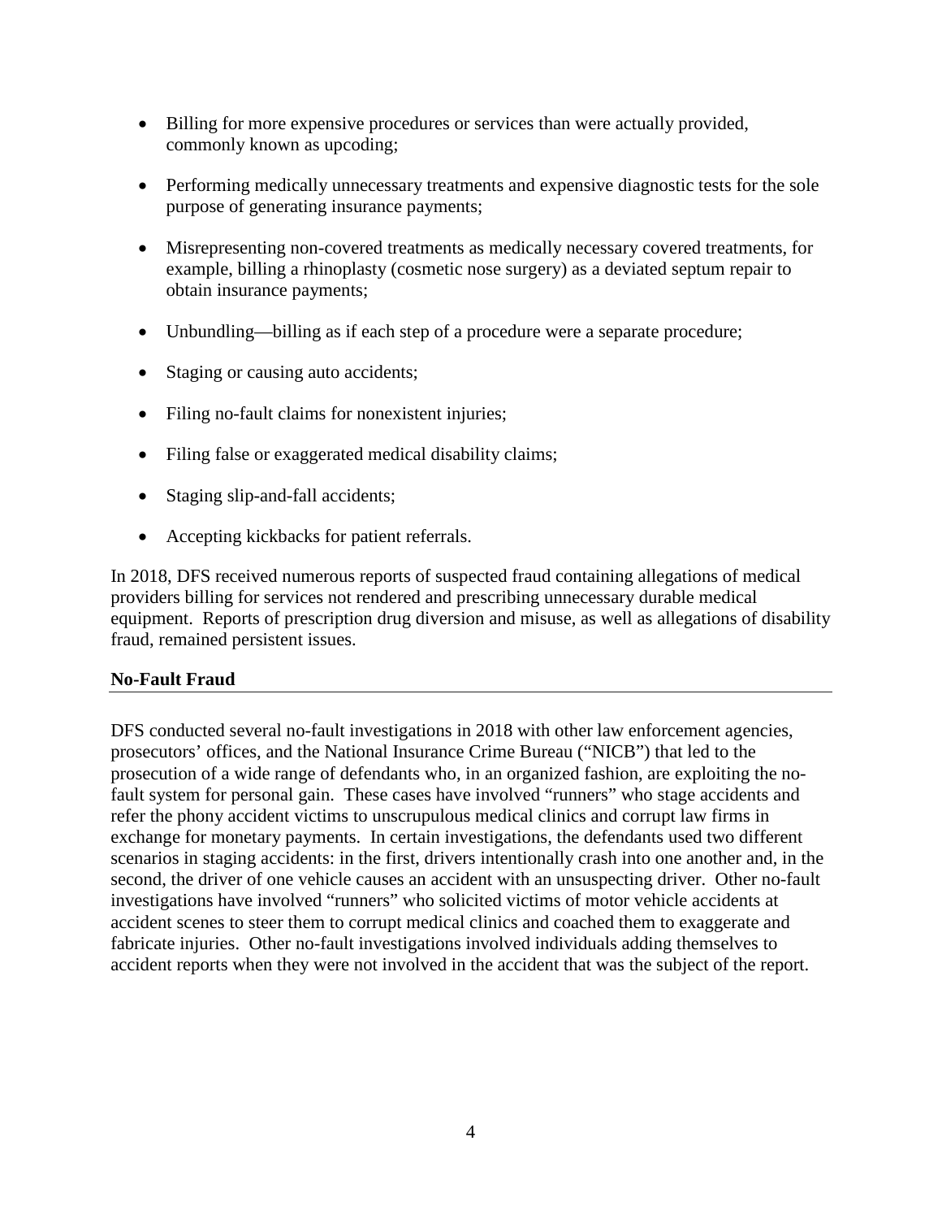- Billing for more expensive procedures or services than were actually provided, commonly known as upcoding;
- Performing medically unnecessary treatments and expensive diagnostic tests for the sole purpose of generating insurance payments;
- Misrepresenting non-covered treatments as medically necessary covered treatments, for example, billing a rhinoplasty (cosmetic nose surgery) as a deviated septum repair to obtain insurance payments;
- Unbundling—billing as if each step of a procedure were a separate procedure;
- Staging or causing auto accidents;
- Filing no-fault claims for nonexistent injuries;
- Filing false or exaggerated medical disability claims;
- Staging slip-and-fall accidents;
- Accepting kickbacks for patient referrals.

In 2018, DFS received numerous reports of suspected fraud containing allegations of medical providers billing for services not rendered and prescribing unnecessary durable medical equipment. Reports of prescription drug diversion and misuse, as well as allegations of disability fraud, remained persistent issues.

## No-Fault Fraud

DFS conducted several no-fault investigations in 2018 with other law enforcement agencies, prosecutors' offices, and the National Insurance Crime Bureau ("NICB") that led to the prosecution of a wide range of defendants who, in an organized fashion, are exploiting the no-fault system for personal gain. These cases have involved "runners" who stage accidents and refer the phony accident victims to unscrupulous medical clinics and corrupt law firms in exchange for monetary payments. In certain investigations, the defendants used two different scenarios in staging accidents: in the first, drivers intentionally crash into one another and, in the second, the driver of one vehicle causes an accident with an unsuspecting driver. Other no-fault investigations have involved "runners" who solicited victims of motor vehicle accidents at accident scenes to steer them to corrupt medical clinics and coached them to exaggerate and fabricate injuries. Other no-fault investigations involved individuals adding themselves to accident reports when they were not involved in the accident that was the subject of the report.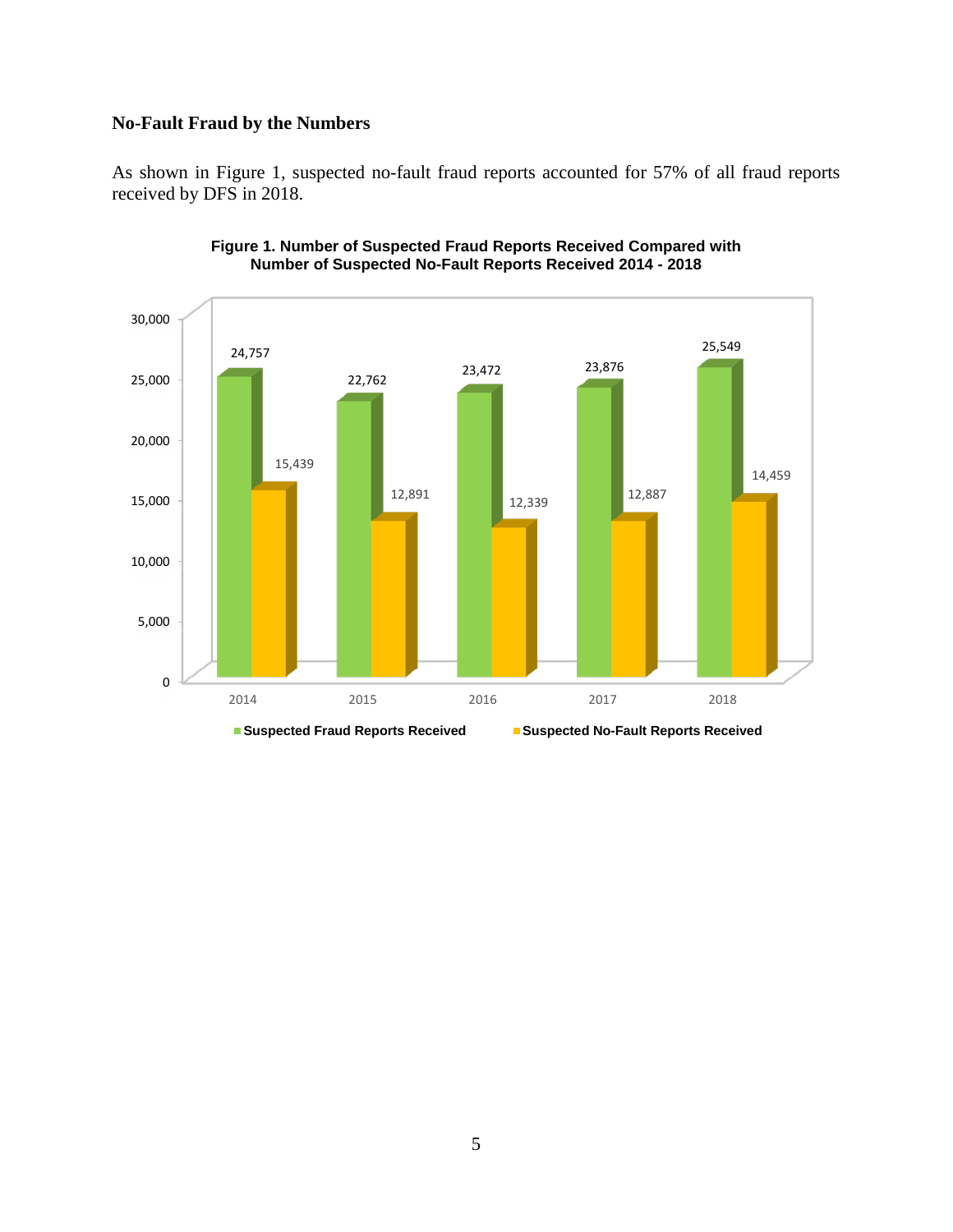### No-Fault Fraud by the Numbers

As shown in Figure 1, suspected no-fault fraud reports accounted for 57% of all fraud reports received by DFS in 2018.

**Figure 1. Number of Suspected Fraud Reports Received Compared with Number of Suspected No-Fault Reports Received 2014 - 2018**

| Year | Suspected Fraud Reports Received | Suspected No-Fault Reports Received |
|---|---|---|
| 2014 | 24,757 | 15,439 |
| 2015 | 22,762 | 12,891 |
| 2016 | 23,472 | 12,339 |
| 2017 | 23,876 | 12,887 |
| 2018 | 25,549 | 14,459 |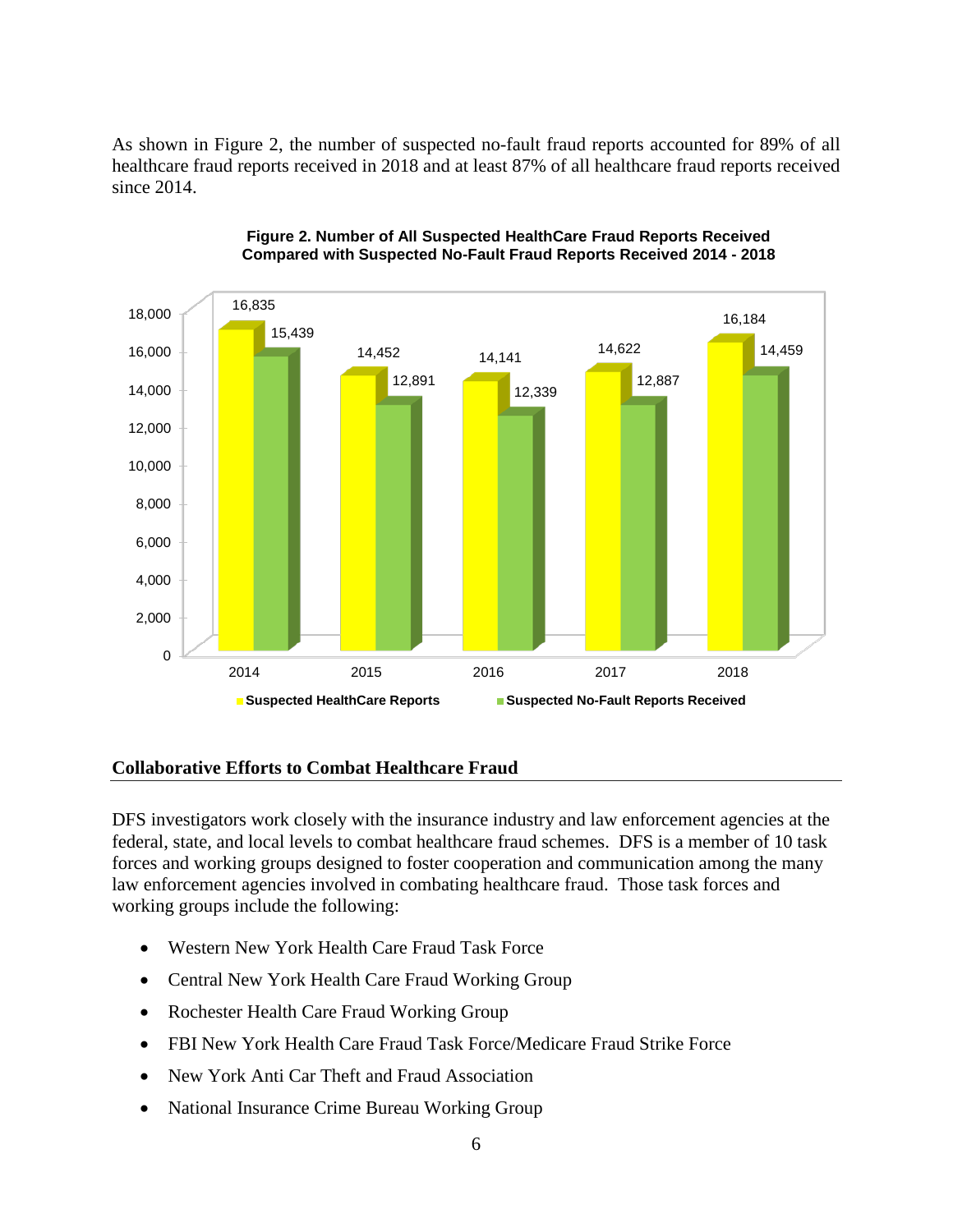As shown in Figure 2, the number of suspected no-fault fraud reports accounted for 89% of all healthcare fraud reports received in 2018 and at least 87% of all healthcare fraud reports received since 2014.

**Figure 2. Number of All Suspected HealthCare Fraud Reports Received Compared with Suspected No-Fault Fraud Reports Received 2014 - 2018**

| Year | Suspected HealthCare Reports | Suspected No-Fault Reports Received |
|---|---|---|
| 2014 | 16,835 | 15,439 |
| 2015 | 14,452 | 12,891 |
| 2016 | 14,141 | 12,339 |
| 2017 | 14,622 | 12,887 |
| 2018 | 16,184 | 14,459 |

## Collaborative Efforts to Combat Healthcare Fraud

DFS investigators work closely with the insurance industry and law enforcement agencies at the federal, state, and local levels to combat healthcare fraud schemes. DFS is a member of 10 task forces and working groups designed to foster cooperation and communication among the many law enforcement agencies involved in combating healthcare fraud. Those task forces and working groups include the following:

- Western New York Health Care Fraud Task Force
- Central New York Health Care Fraud Working Group
- Rochester Health Care Fraud Working Group
- FBI New York Health Care Fraud Task Force/Medicare Fraud Strike Force
- New York Anti Car Theft and Fraud Association
- National Insurance Crime Bureau Working Group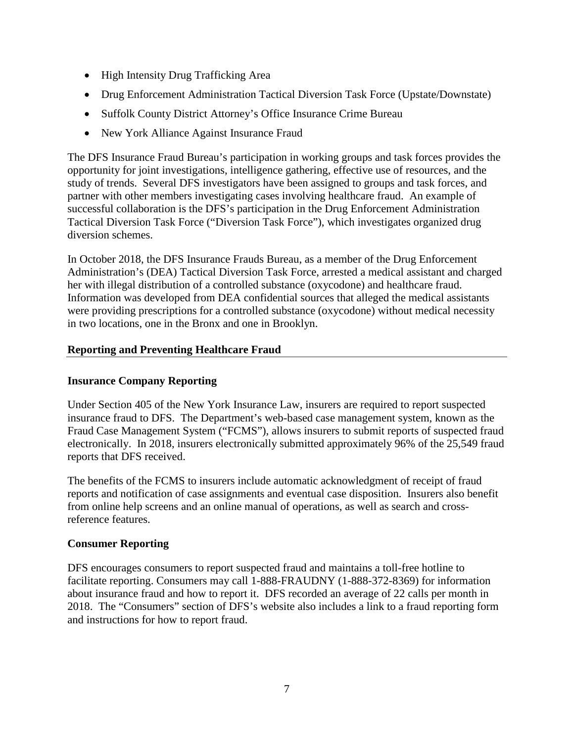- High Intensity Drug Trafficking Area
- Drug Enforcement Administration Tactical Diversion Task Force (Upstate/Downstate)
- Suffolk County District Attorney's Office Insurance Crime Bureau
- New York Alliance Against Insurance Fraud

The DFS Insurance Fraud Bureau's participation in working groups and task forces provides the opportunity for joint investigations, intelligence gathering, effective use of resources, and the study of trends. Several DFS investigators have been assigned to groups and task forces, and partner with other members investigating cases involving healthcare fraud. An example of successful collaboration is the DFS's participation in the Drug Enforcement Administration Tactical Diversion Task Force ("Diversion Task Force"), which investigates organized drug diversion schemes.

In October 2018, the DFS Insurance Frauds Bureau, as a member of the Drug Enforcement Administration's (DEA) Tactical Diversion Task Force, arrested a medical assistant and charged her with illegal distribution of a controlled substance (oxycodone) and healthcare fraud. Information was developed from DEA confidential sources that alleged the medical assistants were providing prescriptions for a controlled substance (oxycodone) without medical necessity in two locations, one in the Bronx and one in Brooklyn.

## Reporting and Preventing Healthcare Fraud

### Insurance Company Reporting

Under Section 405 of the New York Insurance Law, insurers are required to report suspected insurance fraud to DFS. The Department's web-based case management system, known as the Fraud Case Management System ("FCMS"), allows insurers to submit reports of suspected fraud electronically. In 2018, insurers electronically submitted approximately 96% of the 25,549 fraud reports that DFS received.

The benefits of the FCMS to insurers include automatic acknowledgment of receipt of fraud reports and notification of case assignments and eventual case disposition. Insurers also benefit from online help screens and an online manual of operations, as well as search and cross-reference features.

### Consumer Reporting

DFS encourages consumers to report suspected fraud and maintains a toll-free hotline to facilitate reporting. Consumers may call 1-888-FRAUDNY (1-888-372-8369) for information about insurance fraud and how to report it. DFS recorded an average of 22 calls per month in 2018. The "Consumers" section of DFS's website also includes a link to a fraud reporting form and instructions for how to report fraud.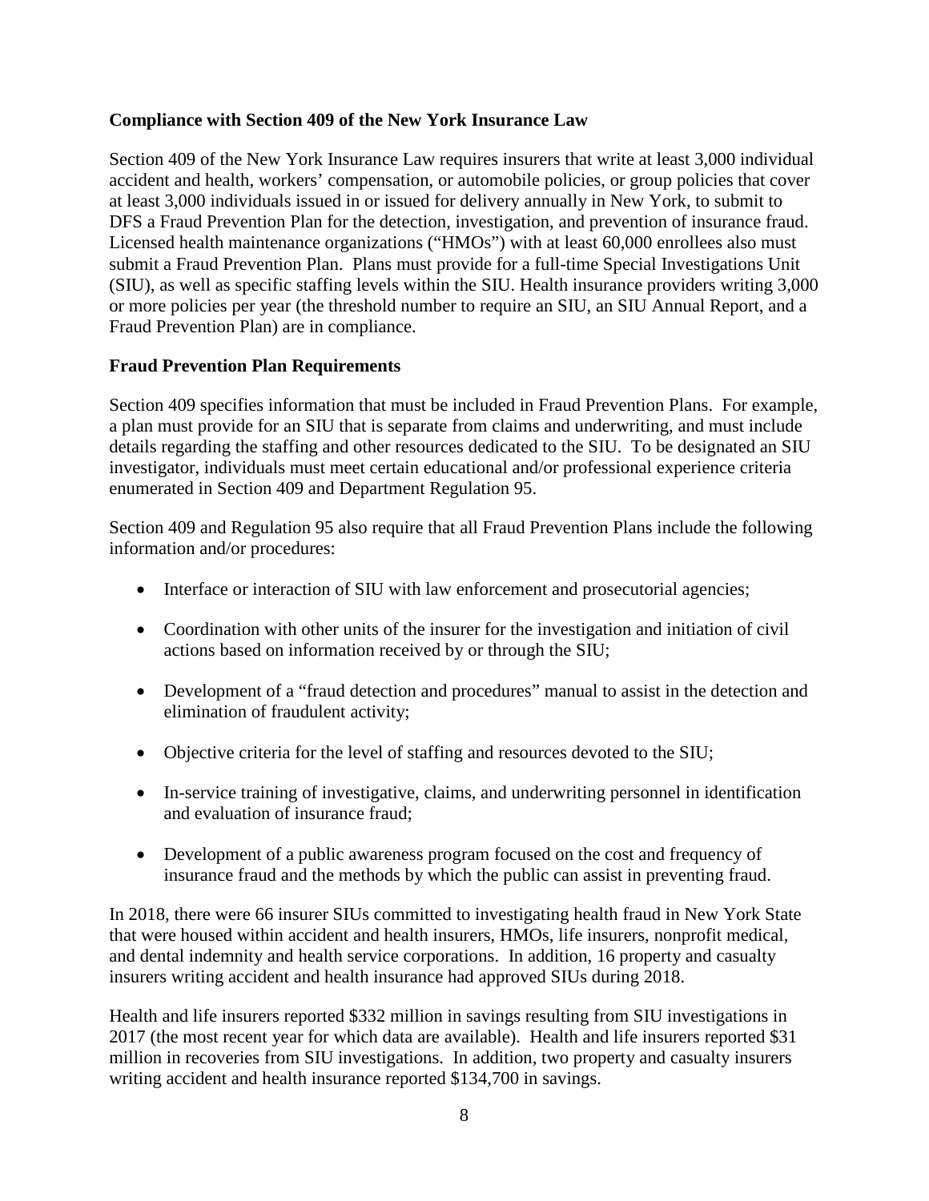**Compliance with Section 409 of the New York Insurance Law**

Section 409 of the New York Insurance Law requires insurers that write at least 3,000 individual accident and health, workers' compensation, or automobile policies, or group policies that cover at least 3,000 individuals issued in or issued for delivery annually in New York, to submit to DFS a Fraud Prevention Plan for the detection, investigation, and prevention of insurance fraud. Licensed health maintenance organizations ("HMOs") with at least 60,000 enrollees also must submit a Fraud Prevention Plan. Plans must provide for a full-time Special Investigations Unit (SIU), as well as specific staffing levels within the SIU. Health insurance providers writing 3,000 or more policies per year (the threshold number to require an SIU, an SIU Annual Report, and a Fraud Prevention Plan) are in compliance.

**Fraud Prevention Plan Requirements**

Section 409 specifies information that must be included in Fraud Prevention Plans. For example, a plan must provide for an SIU that is separate from claims and underwriting, and must include details regarding the staffing and other resources dedicated to the SIU. To be designated an SIU investigator, individuals must meet certain educational and/or professional experience criteria enumerated in Section 409 and Department Regulation 95.

Section 409 and Regulation 95 also require that all Fraud Prevention Plans include the following information and/or procedures:

- Interface or interaction of SIU with law enforcement and prosecutorial agencies;
- Coordination with other units of the insurer for the investigation and initiation of civil actions based on information received by or through the SIU;
- Development of a "fraud detection and procedures" manual to assist in the detection and elimination of fraudulent activity;
- Objective criteria for the level of staffing and resources devoted to the SIU;
- In-service training of investigative, claims, and underwriting personnel in identification and evaluation of insurance fraud;
- Development of a public awareness program focused on the cost and frequency of insurance fraud and the methods by which the public can assist in preventing fraud.

In 2018, there were 66 insurer SIUs committed to investigating health fraud in New York State that were housed within accident and health insurers, HMOs, life insurers, nonprofit medical, and dental indemnity and health service corporations. In addition, 16 property and casualty insurers writing accident and health insurance had approved SIUs during 2018.

Health and life insurers reported $332 million in savings resulting from SIU investigations in 2017 (the most recent year for which data are available). Health and life insurers reported $31 million in recoveries from SIU investigations. In addition, two property and casualty insurers writing accident and health insurance reported $134,700 in savings.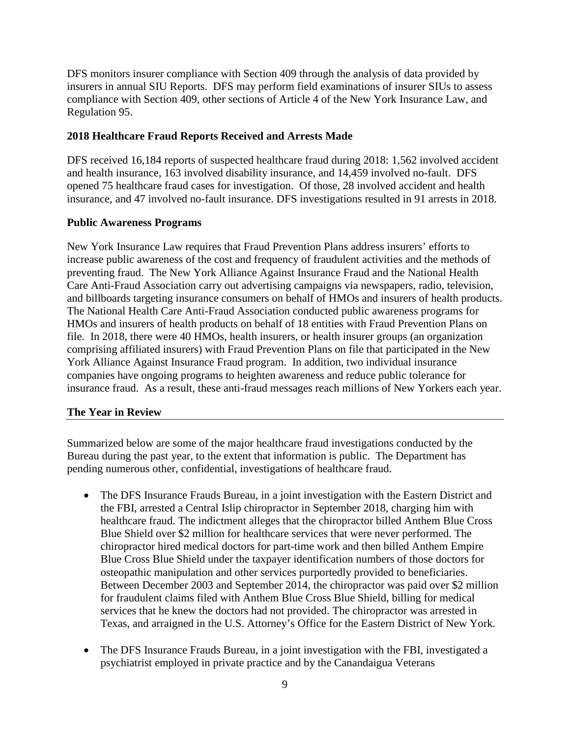DFS monitors insurer compliance with Section 409 through the analysis of data provided by insurers in annual SIU Reports. DFS may perform field examinations of insurer SIUs to assess compliance with Section 409, other sections of Article 4 of the New York Insurance Law, and Regulation 95.

### 2018 Healthcare Fraud Reports Received and Arrests Made

DFS received 16,184 reports of suspected healthcare fraud during 2018: 1,562 involved accident and health insurance, 163 involved disability insurance, and 14,459 involved no-fault. DFS opened 75 healthcare fraud cases for investigation. Of those, 28 involved accident and health insurance, and 47 involved no-fault insurance. DFS investigations resulted in 91 arrests in 2018.

### Public Awareness Programs

New York Insurance Law requires that Fraud Prevention Plans address insurers' efforts to increase public awareness of the cost and frequency of fraudulent activities and the methods of preventing fraud. The New York Alliance Against Insurance Fraud and the National Health Care Anti-Fraud Association carry out advertising campaigns via newspapers, radio, television, and billboards targeting insurance consumers on behalf of HMOs and insurers of health products. The National Health Care Anti-Fraud Association conducted public awareness programs for HMOs and insurers of health products on behalf of 18 entities with Fraud Prevention Plans on file. In 2018, there were 40 HMOs, health insurers, or health insurer groups (an organization comprising affiliated insurers) with Fraud Prevention Plans on file that participated in the New York Alliance Against Insurance Fraud program. In addition, two individual insurance companies have ongoing programs to heighten awareness and reduce public tolerance for insurance fraud. As a result, these anti-fraud messages reach millions of New Yorkers each year.

## The Year in Review

Summarized below are some of the major healthcare fraud investigations conducted by the Bureau during the past year, to the extent that information is public. The Department has pending numerous other, confidential, investigations of healthcare fraud.

- The DFS Insurance Frauds Bureau, in a joint investigation with the Eastern District and the FBI, arrested a Central Islip chiropractor in September 2018, charging him with healthcare fraud. The indictment alleges that the chiropractor billed Anthem Blue Cross Blue Shield over $2 million for healthcare services that were never performed. The chiropractor hired medical doctors for part-time work and then billed Anthem Empire Blue Cross Blue Shield under the taxpayer identification numbers of those doctors for osteopathic manipulation and other services purportedly provided to beneficiaries. Between December 2003 and September 2014, the chiropractor was paid over $2 million for fraudulent claims filed with Anthem Blue Cross Blue Shield, billing for medical services that he knew the doctors had not provided. The chiropractor was arrested in Texas, and arraigned in the U.S. Attorney's Office for the Eastern District of New York.
- The DFS Insurance Frauds Bureau, in a joint investigation with the FBI, investigated a psychiatrist employed in private practice and by the Canandaigua Veterans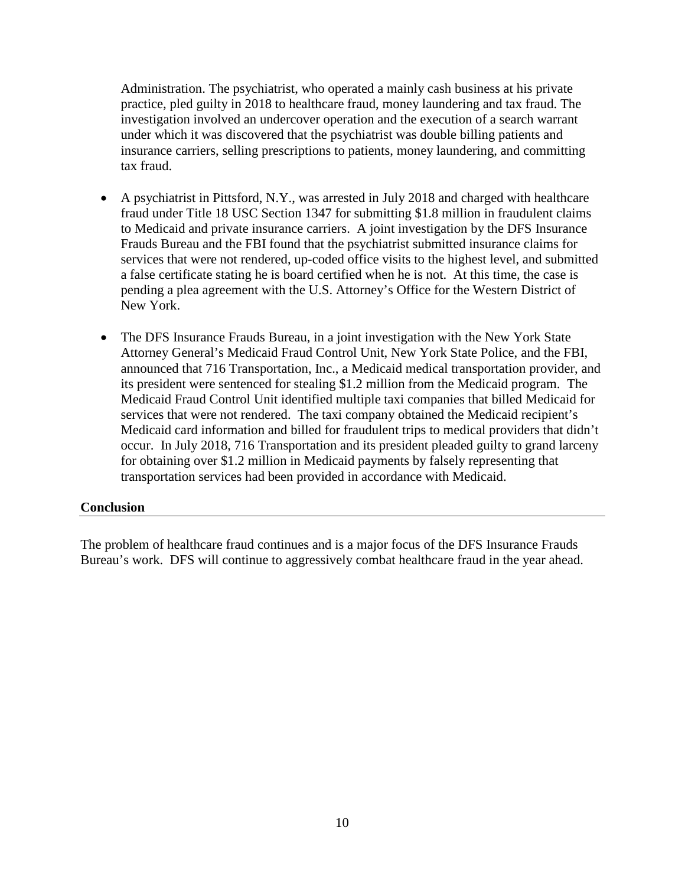Administration. The psychiatrist, who operated a mainly cash business at his private practice, pled guilty in 2018 to healthcare fraud, money laundering and tax fraud. The investigation involved an undercover operation and the execution of a search warrant under which it was discovered that the psychiatrist was double billing patients and insurance carriers, selling prescriptions to patients, money laundering, and committing tax fraud.

- A psychiatrist in Pittsford, N.Y., was arrested in July 2018 and charged with healthcare fraud under Title 18 USC Section 1347 for submitting $1.8 million in fraudulent claims to Medicaid and private insurance carriers. A joint investigation by the DFS Insurance Frauds Bureau and the FBI found that the psychiatrist submitted insurance claims for services that were not rendered, up-coded office visits to the highest level, and submitted a false certificate stating he is board certified when he is not. At this time, the case is pending a plea agreement with the U.S. Attorney's Office for the Western District of New York.

- The DFS Insurance Frauds Bureau, in a joint investigation with the New York State Attorney General's Medicaid Fraud Control Unit, New York State Police, and the FBI, announced that 716 Transportation, Inc., a Medicaid medical transportation provider, and its president were sentenced for stealing $1.2 million from the Medicaid program. The Medicaid Fraud Control Unit identified multiple taxi companies that billed Medicaid for services that were not rendered. The taxi company obtained the Medicaid recipient's Medicaid card information and billed for fraudulent trips to medical providers that didn't occur. In July 2018, 716 Transportation and its president pleaded guilty to grand larceny for obtaining over $1.2 million in Medicaid payments by falsely representing that transportation services had been provided in accordance with Medicaid.

## Conclusion

The problem of healthcare fraud continues and is a major focus of the DFS Insurance Frauds Bureau's work. DFS will continue to aggressively combat healthcare fraud in the year ahead.